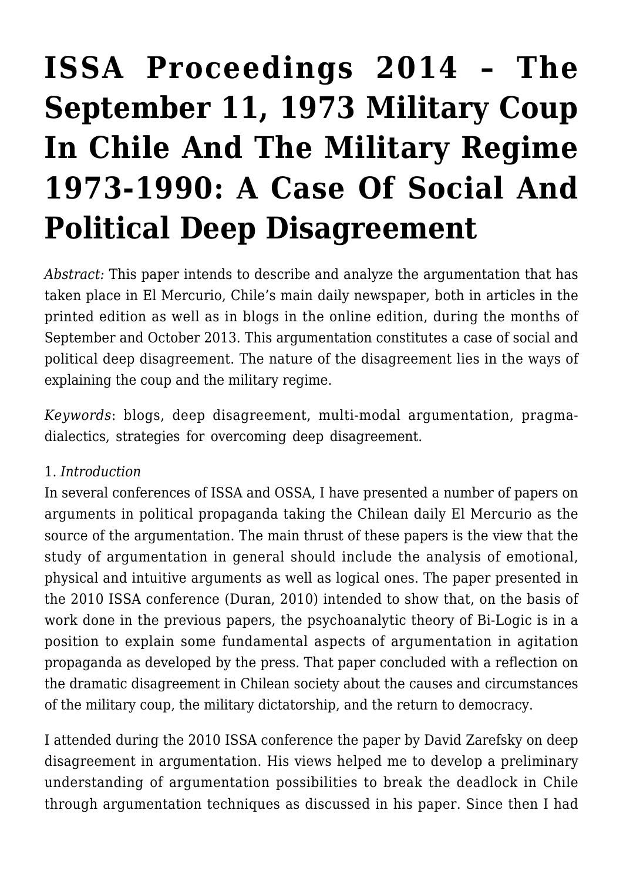# ISSA Proceedings 2014 – The September 11, 1973 Military Coup In Chile And The Military Regime 1973-1990: A Case Of Social And Political Deep Disagreement

*Abstract:* This paper intends to describe and analyze the argumentation that has taken place in El Mercurio, Chile's main daily newspaper, both in articles in the printed edition as well as in blogs in the online edition, during the months of September and October 2013. This argumentation constitutes a case of social and political deep disagreement. The nature of the disagreement lies in the ways of explaining the coup and the military regime.

*Keywords*: blogs, deep disagreement, multi-modal argumentation, pragma-dialectics, strategies for overcoming deep disagreement.

1. *Introduction*

In several conferences of ISSA and OSSA, I have presented a number of papers on arguments in political propaganda taking the Chilean daily El Mercurio as the source of the argumentation. The main thrust of these papers is the view that the study of argumentation in general should include the analysis of emotional, physical and intuitive arguments as well as logical ones. The paper presented in the 2010 ISSA conference (Duran, 2010) intended to show that, on the basis of work done in the previous papers, the psychoanalytic theory of Bi-Logic is in a position to explain some fundamental aspects of argumentation in agitation propaganda as developed by the press. That paper concluded with a reflection on the dramatic disagreement in Chilean society about the causes and circumstances of the military coup, the military dictatorship, and the return to democracy.

I attended during the 2010 ISSA conference the paper by David Zarefsky on deep disagreement in argumentation. His views helped me to develop a preliminary understanding of argumentation possibilities to break the deadlock in Chile through argumentation techniques as discussed in his paper. Since then I had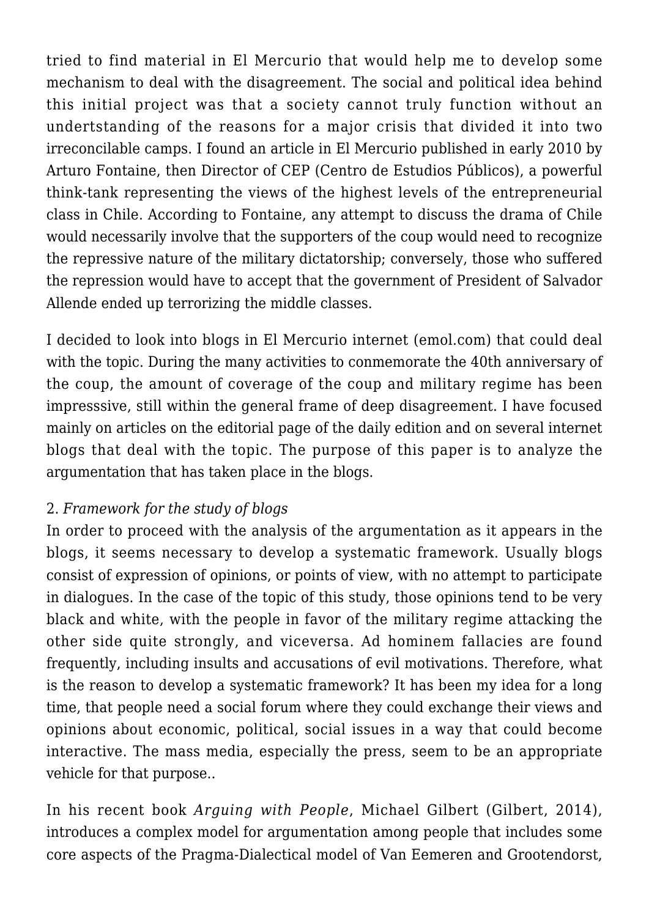tried to find material in El Mercurio that would help me to develop some mechanism to deal with the disagreement. The social and political idea behind this initial project was that a society cannot truly function without an undertstanding of the reasons for a major crisis that divided it into two irreconcilable camps. I found an article in El Mercurio published in early 2010 by Arturo Fontaine, then Director of CEP (Centro de Estudios Públicos), a powerful think-tank representing the views of the highest levels of the entrepreneurial class in Chile. According to Fontaine, any attempt to discuss the drama of Chile would necessarily involve that the supporters of the coup would need to recognize the repressive nature of the military dictatorship; conversely, those who suffered the repression would have to accept that the government of President of Salvador Allende ended up terrorizing the middle classes.

I decided to look into blogs in El Mercurio internet (emol.com) that could deal with the topic. During the many activities to conmemorate the 40th anniversary of the coup, the amount of coverage of the coup and military regime has been impresssive, still within the general frame of deep disagreement. I have focused mainly on articles on the editorial page of the daily edition and on several internet blogs that deal with the topic. The purpose of this paper is to analyze the argumentation that has taken place in the blogs.

## 2. *Framework for the study of blogs*

In order to proceed with the analysis of the argumentation as it appears in the blogs, it seems necessary to develop a systematic framework. Usually blogs consist of expression of opinions, or points of view, with no attempt to participate in dialogues. In the case of the topic of this study, those opinions tend to be very black and white, with the people in favor of the military regime attacking the other side quite strongly, and viceversa. Ad hominem fallacies are found frequently, including insults and accusations of evil motivations. Therefore, what is the reason to develop a systematic framework? It has been my idea for a long time, that people need a social forum where they could exchange their views and opinions about economic, political, social issues in a way that could become interactive. The mass media, especially the press, seem to be an appropriate vehicle for that purpose..

In his recent book *Arguing with People*, Michael Gilbert (Gilbert, 2014), introduces a complex model for argumentation among people that includes some core aspects of the Pragma-Dialectical model of Van Eemeren and Grootendorst,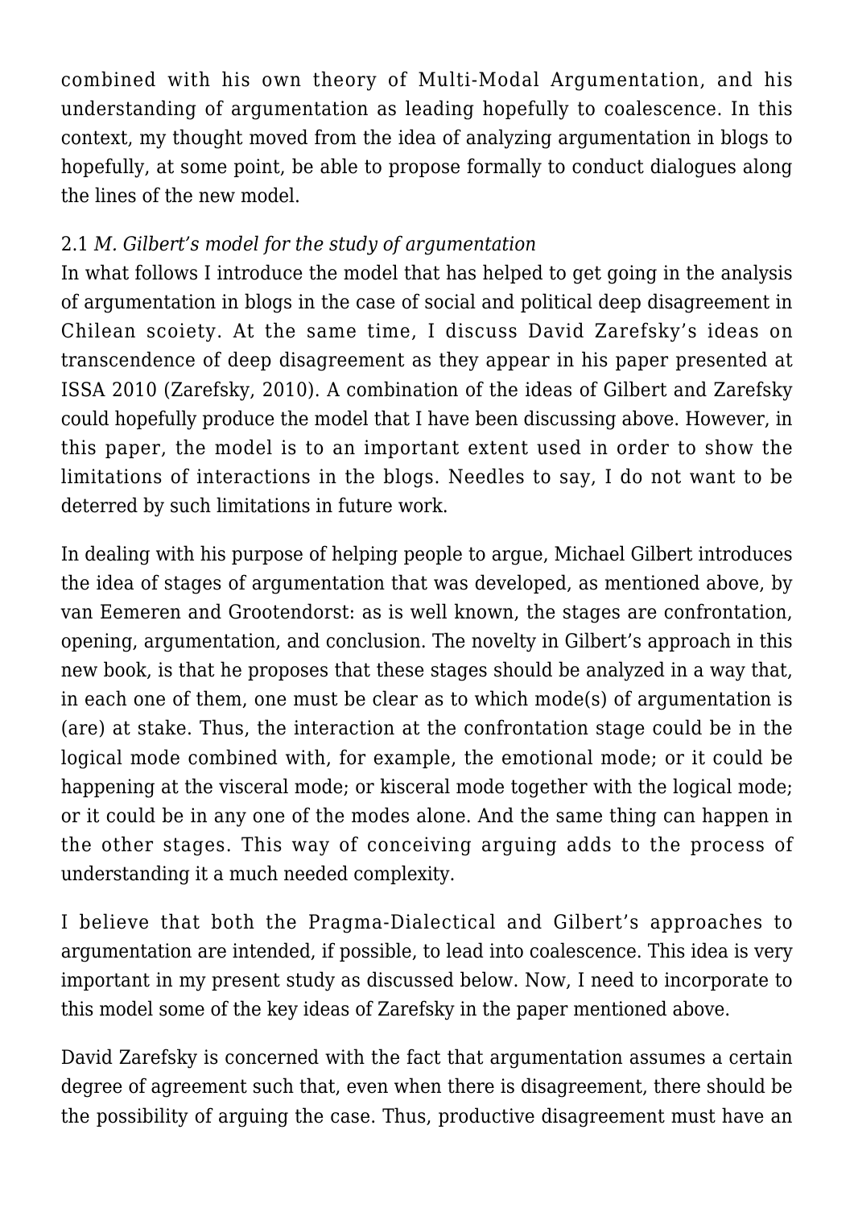combined with his own theory of Multi-Modal Argumentation, and his understanding of argumentation as leading hopefully to coalescence. In this context, my thought moved from the idea of analyzing argumentation in blogs to hopefully, at some point, be able to propose formally to conduct dialogues along the lines of the new model.

### 2.1 *M. Gilbert's model for the study of argumentation*

In what follows I introduce the model that has helped to get going in the analysis of argumentation in blogs in the case of social and political deep disagreement in Chilean scoiety. At the same time, I discuss David Zarefsky's ideas on transcendence of deep disagreement as they appear in his paper presented at ISSA 2010 (Zarefsky, 2010). A combination of the ideas of Gilbert and Zarefsky could hopefully produce the model that I have been discussing above. However, in this paper, the model is to an important extent used in order to show the limitations of interactions in the blogs. Needles to say, I do not want to be deterred by such limitations in future work.

In dealing with his purpose of helping people to argue, Michael Gilbert introduces the idea of stages of argumentation that was developed, as mentioned above, by van Eemeren and Grootendorst: as is well known, the stages are confrontation, opening, argumentation, and conclusion. The novelty in Gilbert's approach in this new book, is that he proposes that these stages should be analyzed in a way that, in each one of them, one must be clear as to which mode(s) of argumentation is (are) at stake. Thus, the interaction at the confrontation stage could be in the logical mode combined with, for example, the emotional mode; or it could be happening at the visceral mode; or kisceral mode together with the logical mode; or it could be in any one of the modes alone. And the same thing can happen in the other stages. This way of conceiving arguing adds to the process of understanding it a much needed complexity.

I believe that both the Pragma-Dialectical and Gilbert's approaches to argumentation are intended, if possible, to lead into coalescence. This idea is very important in my present study as discussed below. Now, I need to incorporate to this model some of the key ideas of Zarefsky in the paper mentioned above.

David Zarefsky is concerned with the fact that argumentation assumes a certain degree of agreement such that, even when there is disagreement, there should be the possibility of arguing the case. Thus, productive disagreement must have an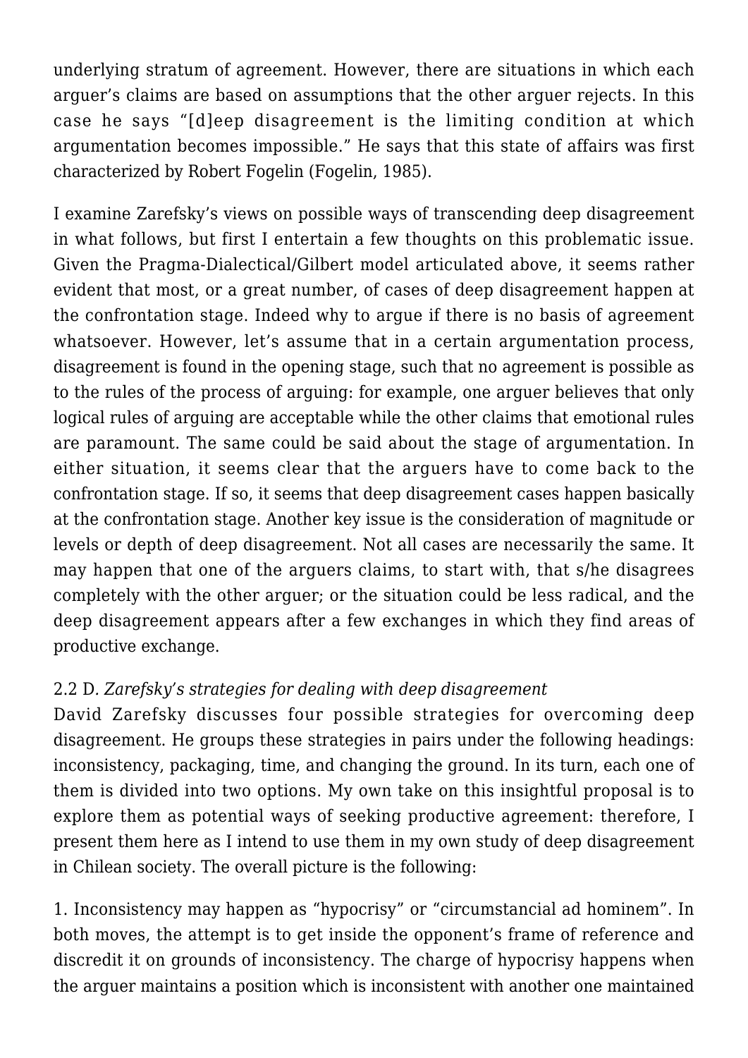underlying stratum of agreement. However, there are situations in which each arguer's claims are based on assumptions that the other arguer rejects. In this case he says "[d]eep disagreement is the limiting condition at which argumentation becomes impossible." He says that this state of affairs was first characterized by Robert Fogelin (Fogelin, 1985).

I examine Zarefsky's views on possible ways of transcending deep disagreement in what follows, but first I entertain a few thoughts on this problematic issue. Given the Pragma-Dialectical/Gilbert model articulated above, it seems rather evident that most, or a great number, of cases of deep disagreement happen at the confrontation stage. Indeed why to argue if there is no basis of agreement whatsoever. However, let's assume that in a certain argumentation process, disagreement is found in the opening stage, such that no agreement is possible as to the rules of the process of arguing: for example, one arguer believes that only logical rules of arguing are acceptable while the other claims that emotional rules are paramount. The same could be said about the stage of argumentation. In either situation, it seems clear that the arguers have to come back to the confrontation stage. If so, it seems that deep disagreement cases happen basically at the confrontation stage. Another key issue is the consideration of magnitude or levels or depth of deep disagreement. Not all cases are necessarily the same. It may happen that one of the arguers claims, to start with, that s/he disagrees completely with the other arguer; or the situation could be less radical, and the deep disagreement appears after a few exchanges in which they find areas of productive exchange.

### 2.2 D. *Zarefsky's strategies for dealing with deep disagreement*

David Zarefsky discusses four possible strategies for overcoming deep disagreement. He groups these strategies in pairs under the following headings: inconsistency, packaging, time, and changing the ground. In its turn, each one of them is divided into two options. My own take on this insightful proposal is to explore them as potential ways of seeking productive agreement: therefore, I present them here as I intend to use them in my own study of deep disagreement in Chilean society. The overall picture is the following:

1. Inconsistency may happen as "hypocrisy" or "circumstancial ad hominem". In both moves, the attempt is to get inside the opponent's frame of reference and discredit it on grounds of inconsistency. The charge of hypocrisy happens when the arguer maintains a position which is inconsistent with another one maintained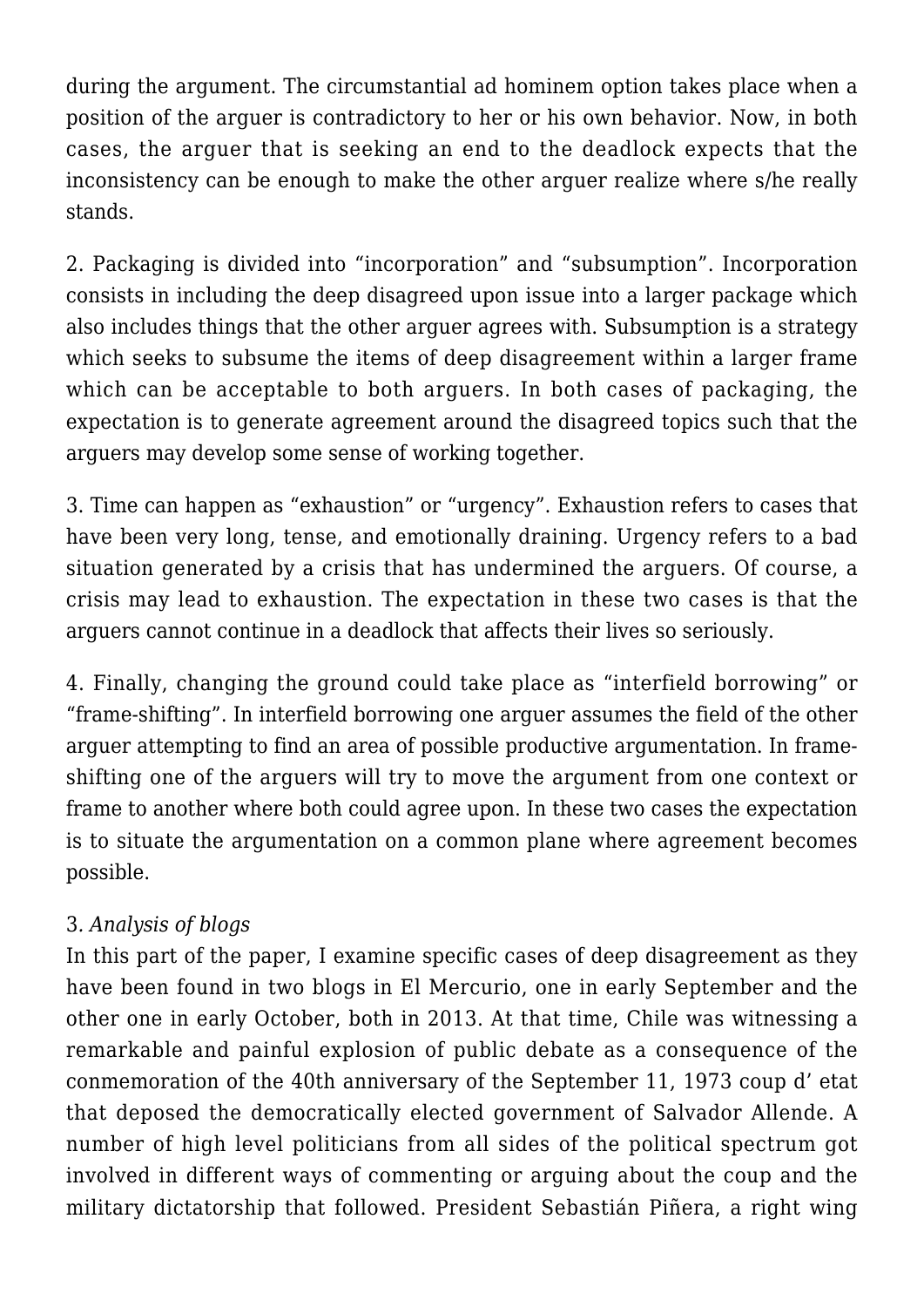during the argument. The circumstantial ad hominem option takes place when a position of the arguer is contradictory to her or his own behavior. Now, in both cases, the arguer that is seeking an end to the deadlock expects that the inconsistency can be enough to make the other arguer realize where s/he really stands.

2. Packaging is divided into "incorporation" and "subsumption". Incorporation consists in including the deep disagreed upon issue into a larger package which also includes things that the other arguer agrees with. Subsumption is a strategy which seeks to subsume the items of deep disagreement within a larger frame which can be acceptable to both arguers. In both cases of packaging, the expectation is to generate agreement around the disagreed topics such that the arguers may develop some sense of working together.

3. Time can happen as "exhaustion" or "urgency". Exhaustion refers to cases that have been very long, tense, and emotionally draining. Urgency refers to a bad situation generated by a crisis that has undermined the arguers. Of course, a crisis may lead to exhaustion. The expectation in these two cases is that the arguers cannot continue in a deadlock that affects their lives so seriously.

4. Finally, changing the ground could take place as "interfield borrowing" or "frame-shifting". In interfield borrowing one arguer assumes the field of the other arguer attempting to find an area of possible productive argumentation. In frame-shifting one of the arguers will try to move the argument from one context or frame to another where both could agree upon. In these two cases the expectation is to situate the argumentation on a common plane where agreement becomes possible.

### 3. *Analysis of blogs*

In this part of the paper, I examine specific cases of deep disagreement as they have been found in two blogs in El Mercurio, one in early September and the other one in early October, both in 2013. At that time, Chile was witnessing a remarkable and painful explosion of public debate as a consequence of the conmemoration of the 40th anniversary of the September 11, 1973 coup d' etat that deposed the democratically elected government of Salvador Allende. A number of high level politicians from all sides of the political spectrum got involved in different ways of commenting or arguing about the coup and the military dictatorship that followed. President Sebastián Piñera, a right wing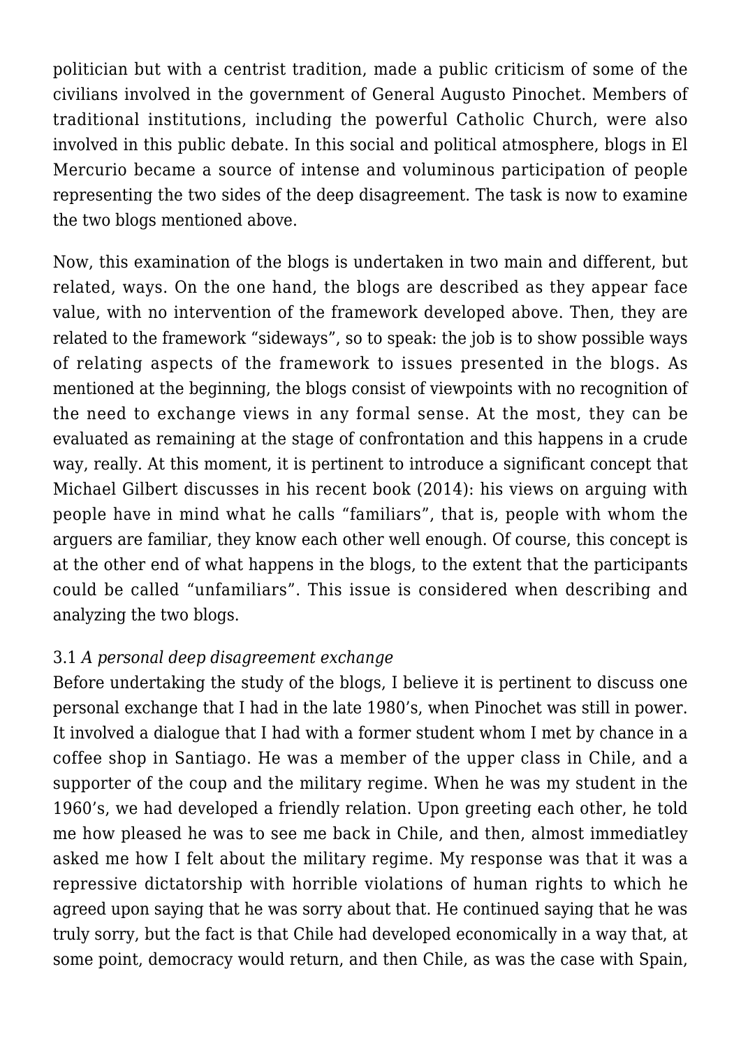politician but with a centrist tradition, made a public criticism of some of the civilians involved in the government of General Augusto Pinochet. Members of traditional institutions, including the powerful Catholic Church, were also involved in this public debate. In this social and political atmosphere, blogs in El Mercurio became a source of intense and voluminous participation of people representing the two sides of the deep disagreement. The task is now to examine the two blogs mentioned above.

Now, this examination of the blogs is undertaken in two main and different, but related, ways. On the one hand, the blogs are described as they appear face value, with no intervention of the framework developed above. Then, they are related to the framework "sideways", so to speak: the job is to show possible ways of relating aspects of the framework to issues presented in the blogs. As mentioned at the beginning, the blogs consist of viewpoints with no recognition of the need to exchange views in any formal sense. At the most, they can be evaluated as remaining at the stage of confrontation and this happens in a crude way, really. At this moment, it is pertinent to introduce a significant concept that Michael Gilbert discusses in his recent book (2014): his views on arguing with people have in mind what he calls "familiars", that is, people with whom the arguers are familiar, they know each other well enough. Of course, this concept is at the other end of what happens in the blogs, to the extent that the participants could be called "unfamiliars". This issue is considered when describing and analyzing the two blogs.

### 3.1 *A personal deep disagreement exchange*

Before undertaking the study of the blogs, I believe it is pertinent to discuss one personal exchange that I had in the late 1980's, when Pinochet was still in power. It involved a dialogue that I had with a former student whom I met by chance in a coffee shop in Santiago. He was a member of the upper class in Chile, and a supporter of the coup and the military regime. When he was my student in the 1960's, we had developed a friendly relation. Upon greeting each other, he told me how pleased he was to see me back in Chile, and then, almost immediatley asked me how I felt about the military regime. My response was that it was a repressive dictatorship with horrible violations of human rights to which he agreed upon saying that he was sorry about that. He continued saying that he was truly sorry, but the fact is that Chile had developed economically in a way that, at some point, democracy would return, and then Chile, as was the case with Spain,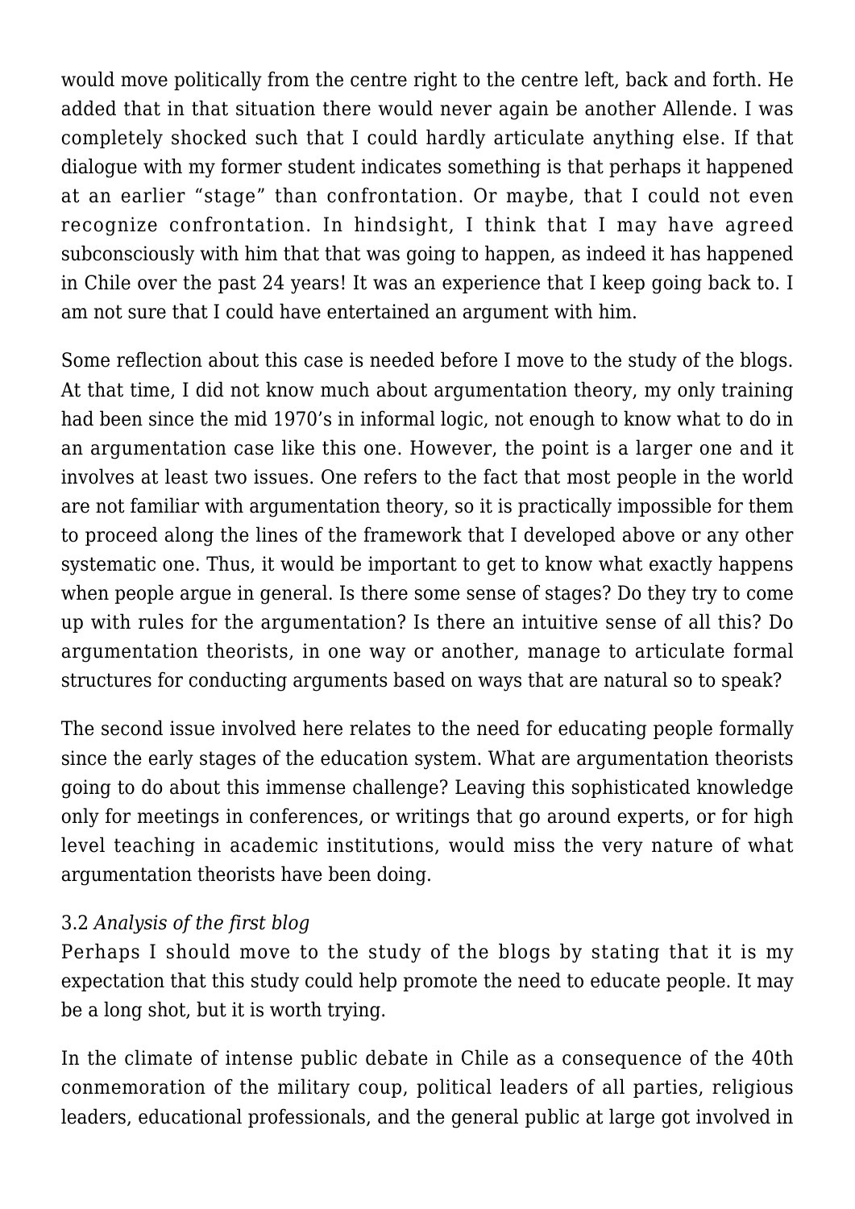would move politically from the centre right to the centre left, back and forth. He added that in that situation there would never again be another Allende. I was completely shocked such that I could hardly articulate anything else. If that dialogue with my former student indicates something is that perhaps it happened at an earlier "stage" than confrontation. Or maybe, that I could not even recognize confrontation. In hindsight, I think that I may have agreed subconsciously with him that that was going to happen, as indeed it has happened in Chile over the past 24 years! It was an experience that I keep going back to. I am not sure that I could have entertained an argument with him.

Some reflection about this case is needed before I move to the study of the blogs. At that time, I did not know much about argumentation theory, my only training had been since the mid 1970's in informal logic, not enough to know what to do in an argumentation case like this one. However, the point is a larger one and it involves at least two issues. One refers to the fact that most people in the world are not familiar with argumentation theory, so it is practically impossible for them to proceed along the lines of the framework that I developed above or any other systematic one. Thus, it would be important to get to know what exactly happens when people argue in general. Is there some sense of stages? Do they try to come up with rules for the argumentation? Is there an intuitive sense of all this? Do argumentation theorists, in one way or another, manage to articulate formal structures for conducting arguments based on ways that are natural so to speak?

The second issue involved here relates to the need for educating people formally since the early stages of the education system. What are argumentation theorists going to do about this immense challenge? Leaving this sophisticated knowledge only for meetings in conferences, or writings that go around experts, or for high level teaching in academic institutions, would miss the very nature of what argumentation theorists have been doing.

### 3.2 *Analysis of the first blog*

Perhaps I should move to the study of the blogs by stating that it is my expectation that this study could help promote the need to educate people. It may be a long shot, but it is worth trying.

In the climate of intense public debate in Chile as a consequence of the 40th conmemoration of the military coup, political leaders of all parties, religious leaders, educational professionals, and the general public at large got involved in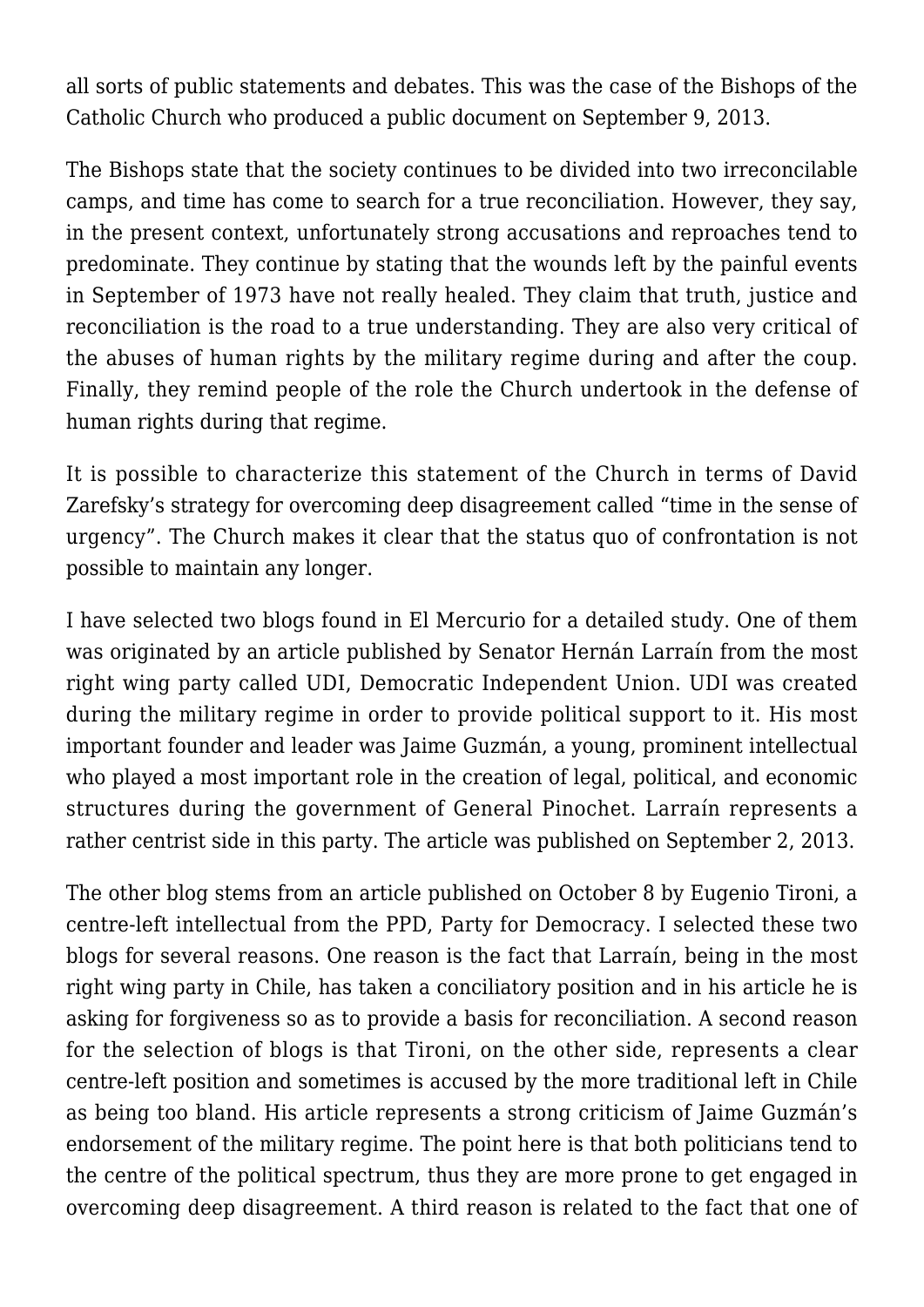all sorts of public statements and debates. This was the case of the Bishops of the Catholic Church who produced a public document on September 9, 2013.

The Bishops state that the society continues to be divided into two irreconcilable camps, and time has come to search for a true reconciliation. However, they say, in the present context, unfortunately strong accusations and reproaches tend to predominate. They continue by stating that the wounds left by the painful events in September of 1973 have not really healed. They claim that truth, justice and reconciliation is the road to a true understanding. They are also very critical of the abuses of human rights by the military regime during and after the coup. Finally, they remind people of the role the Church undertook in the defense of human rights during that regime.

It is possible to characterize this statement of the Church in terms of David Zarefsky's strategy for overcoming deep disagreement called "time in the sense of urgency". The Church makes it clear that the status quo of confrontation is not possible to maintain any longer.

I have selected two blogs found in El Mercurio for a detailed study. One of them was originated by an article published by Senator Hernán Larraín from the most right wing party called UDI, Democratic Independent Union. UDI was created during the military regime in order to provide political support to it. His most important founder and leader was Jaime Guzmán, a young, prominent intellectual who played a most important role in the creation of legal, political, and economic structures during the government of General Pinochet. Larraín represents a rather centrist side in this party. The article was published on September 2, 2013.

The other blog stems from an article published on October 8 by Eugenio Tironi, a centre-left intellectual from the PPD, Party for Democracy. I selected these two blogs for several reasons. One reason is the fact that Larraín, being in the most right wing party in Chile, has taken a conciliatory position and in his article he is asking for forgiveness so as to provide a basis for reconciliation. A second reason for the selection of blogs is that Tironi, on the other side, represents a clear centre-left position and sometimes is accused by the more traditional left in Chile as being too bland. His article represents a strong criticism of Jaime Guzmán's endorsement of the military regime. The point here is that both politicians tend to the centre of the political spectrum, thus they are more prone to get engaged in overcoming deep disagreement. A third reason is related to the fact that one of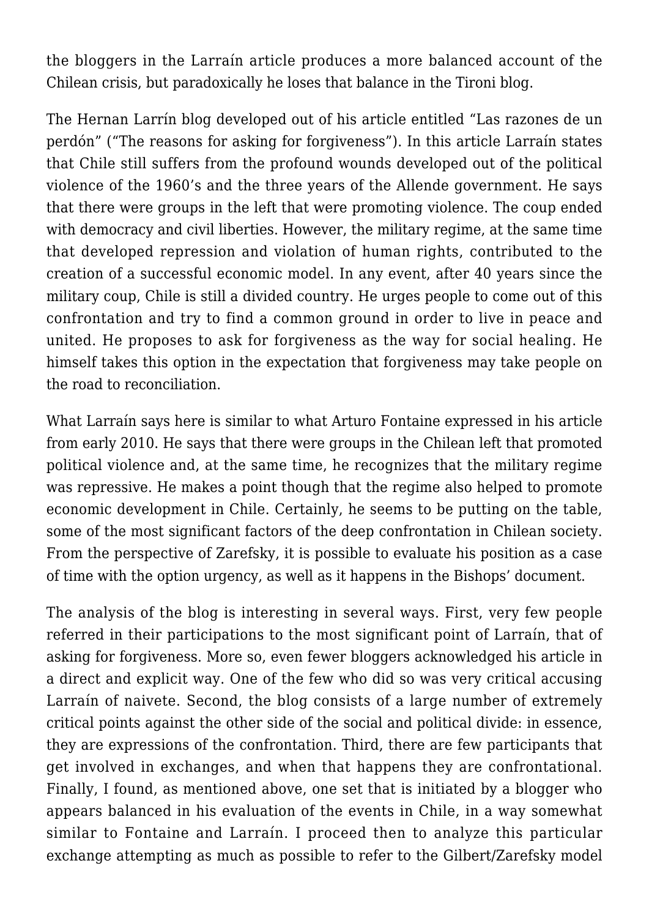the bloggers in the Larraín article produces a more balanced account of the Chilean crisis, but paradoxically he loses that balance in the Tironi blog.

The Hernan Larrín blog developed out of his article entitled "Las razones de un perdón" ("The reasons for asking for forgiveness"). In this article Larraín states that Chile still suffers from the profound wounds developed out of the political violence of the 1960's and the three years of the Allende government. He says that there were groups in the left that were promoting violence. The coup ended with democracy and civil liberties. However, the military regime, at the same time that developed repression and violation of human rights, contributed to the creation of a successful economic model. In any event, after 40 years since the military coup, Chile is still a divided country. He urges people to come out of this confrontation and try to find a common ground in order to live in peace and united. He proposes to ask for forgiveness as the way for social healing. He himself takes this option in the expectation that forgiveness may take people on the road to reconciliation.

What Larraín says here is similar to what Arturo Fontaine expressed in his article from early 2010. He says that there were groups in the Chilean left that promoted political violence and, at the same time, he recognizes that the military regime was repressive. He makes a point though that the regime also helped to promote economic development in Chile. Certainly, he seems to be putting on the table, some of the most significant factors of the deep confrontation in Chilean society. From the perspective of Zarefsky, it is possible to evaluate his position as a case of time with the option urgency, as well as it happens in the Bishops' document.

The analysis of the blog is interesting in several ways. First, very few people referred in their participations to the most significant point of Larraín, that of asking for forgiveness. More so, even fewer bloggers acknowledged his article in a direct and explicit way. One of the few who did so was very critical accusing Larraín of naivete. Second, the blog consists of a large number of extremely critical points against the other side of the social and political divide: in essence, they are expressions of the confrontation. Third, there are few participants that get involved in exchanges, and when that happens they are confrontational. Finally, I found, as mentioned above, one set that is initiated by a blogger who appears balanced in his evaluation of the events in Chile, in a way somewhat similar to Fontaine and Larraín. I proceed then to analyze this particular exchange attempting as much as possible to refer to the Gilbert/Zarefsky model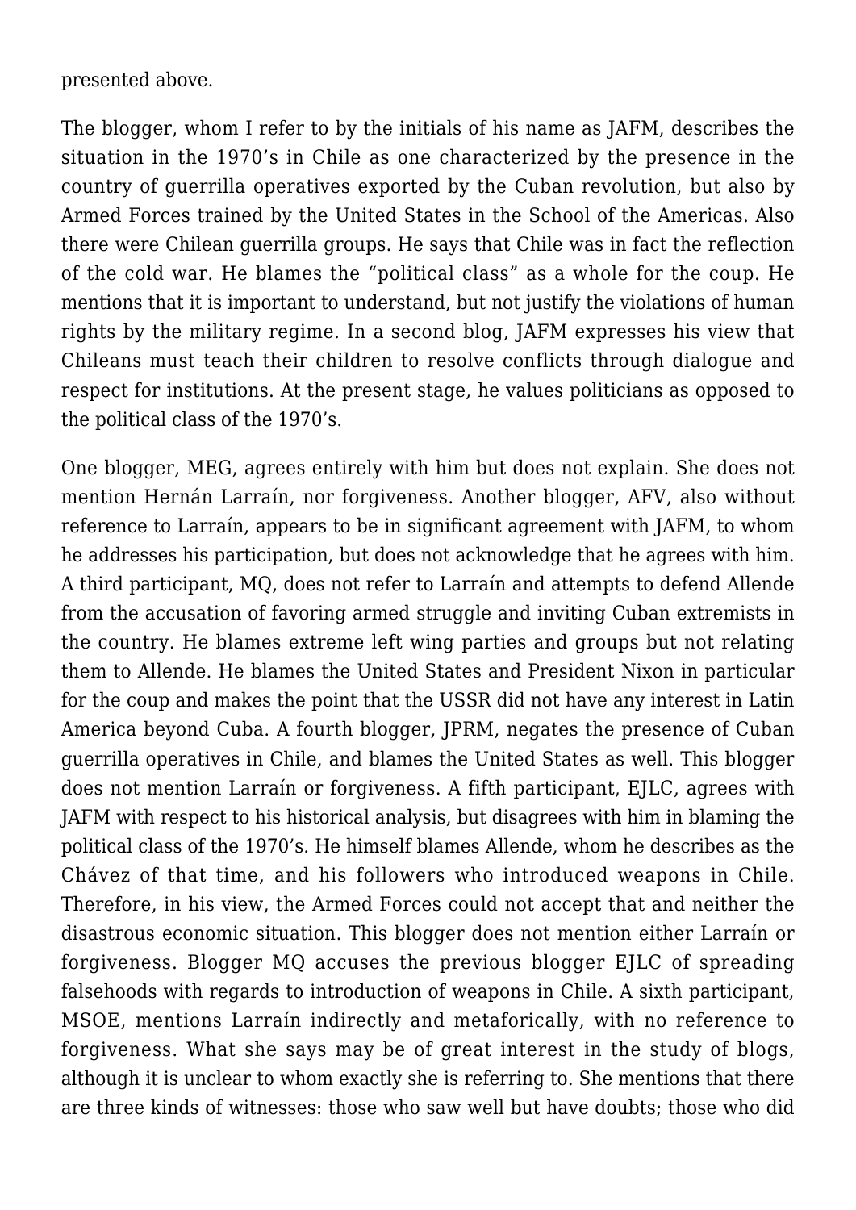presented above.

The blogger, whom I refer to by the initials of his name as JAFM, describes the situation in the 1970's in Chile as one characterized by the presence in the country of guerrilla operatives exported by the Cuban revolution, but also by Armed Forces trained by the United States in the School of the Americas. Also there were Chilean guerrilla groups. He says that Chile was in fact the reflection of the cold war. He blames the "political class" as a whole for the coup. He mentions that it is important to understand, but not justify the violations of human rights by the military regime. In a second blog, JAFM expresses his view that Chileans must teach their children to resolve conflicts through dialogue and respect for institutions. At the present stage, he values politicians as opposed to the political class of the 1970's.

One blogger, MEG, agrees entirely with him but does not explain. She does not mention Hernán Larraín, nor forgiveness. Another blogger, AFV, also without reference to Larraín, appears to be in significant agreement with JAFM, to whom he addresses his participation, but does not acknowledge that he agrees with him. A third participant, MQ, does not refer to Larraín and attempts to defend Allende from the accusation of favoring armed struggle and inviting Cuban extremists in the country. He blames extreme left wing parties and groups but not relating them to Allende. He blames the United States and President Nixon in particular for the coup and makes the point that the USSR did not have any interest in Latin America beyond Cuba. A fourth blogger, JPRM, negates the presence of Cuban guerrilla operatives in Chile, and blames the United States as well. This blogger does not mention Larraín or forgiveness. A fifth participant, EJLC, agrees with JAFM with respect to his historical analysis, but disagrees with him in blaming the political class of the 1970's. He himself blames Allende, whom he describes as the Chávez of that time, and his followers who introduced weapons in Chile. Therefore, in his view, the Armed Forces could not accept that and neither the disastrous economic situation. This blogger does not mention either Larraín or forgiveness. Blogger MQ accuses the previous blogger EJLC of spreading falsehoods with regards to introduction of weapons in Chile. A sixth participant, MSOE, mentions Larraín indirectly and metaforically, with no reference to forgiveness. What she says may be of great interest in the study of blogs, although it is unclear to whom exactly she is referring to. She mentions that there are three kinds of witnesses: those who saw well but have doubts; those who did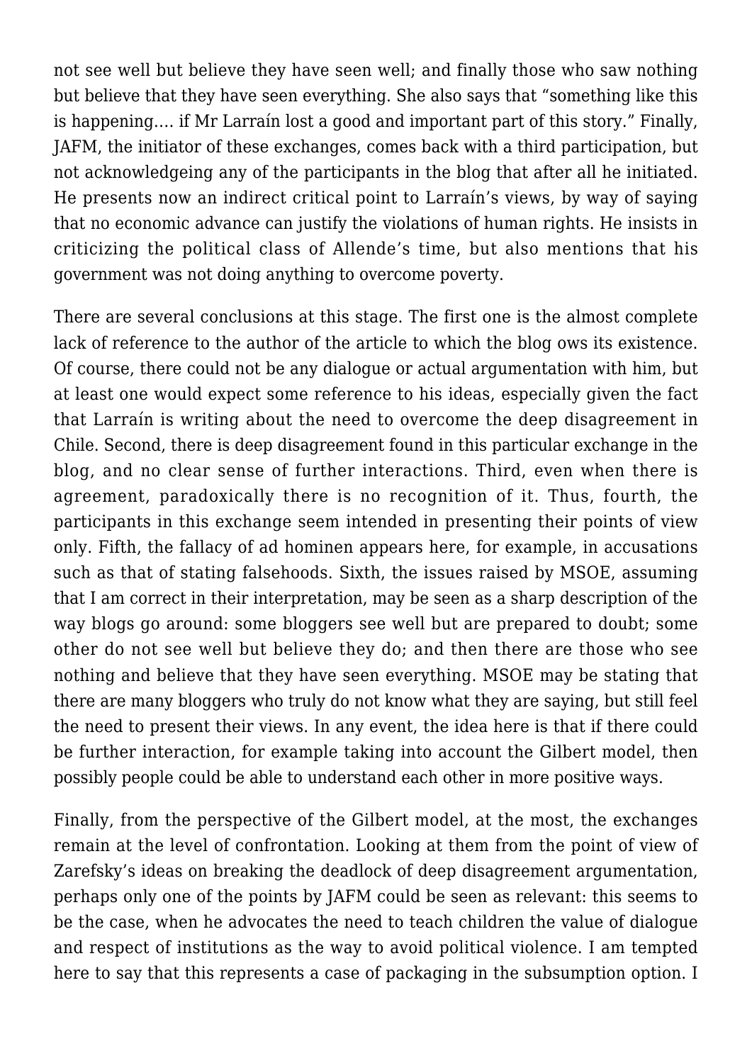not see well but believe they have seen well; and finally those who saw nothing but believe that they have seen everything. She also says that “something like this is happening…. if Mr Larraín lost a good and important part of this story.” Finally, JAFM, the initiator of these exchanges, comes back with a third participation, but not acknowledgeing any of the participants in the blog that after all he initiated. He presents now an indirect critical point to Larraín’s views, by way of saying that no economic advance can justify the violations of human rights. He insists in criticizing the political class of Allende’s time, but also mentions that his government was not doing anything to overcome poverty.

There are several conclusions at this stage. The first one is the almost complete lack of reference to the author of the article to which the blog ows its existence. Of course, there could not be any dialogue or actual argumentation with him, but at least one would expect some reference to his ideas, especially given the fact that Larraín is writing about the need to overcome the deep disagreement in Chile. Second, there is deep disagreement found in this particular exchange in the blog, and no clear sense of further interactions. Third, even when there is agreement, paradoxically there is no recognition of it. Thus, fourth, the participants in this exchange seem intended in presenting their points of view only. Fifth, the fallacy of ad hominen appears here, for example, in accusations such as that of stating falsehoods. Sixth, the issues raised by MSOE, assuming that I am correct in their interpretation, may be seen as a sharp description of the way blogs go around: some bloggers see well but are prepared to doubt; some other do not see well but believe they do; and then there are those who see nothing and believe that they have seen everything. MSOE may be stating that there are many bloggers who truly do not know what they are saying, but still feel the need to present their views. In any event, the idea here is that if there could be further interaction, for example taking into account the Gilbert model, then possibly people could be able to understand each other in more positive ways.

Finally, from the perspective of the Gilbert model, at the most, the exchanges remain at the level of confrontation. Looking at them from the point of view of Zarefsky’s ideas on breaking the deadlock of deep disagreement argumentation, perhaps only one of the points by JAFM could be seen as relevant: this seems to be the case, when he advocates the need to teach children the value of dialogue and respect of institutions as the way to avoid political violence. I am tempted here to say that this represents a case of packaging in the subsumption option. I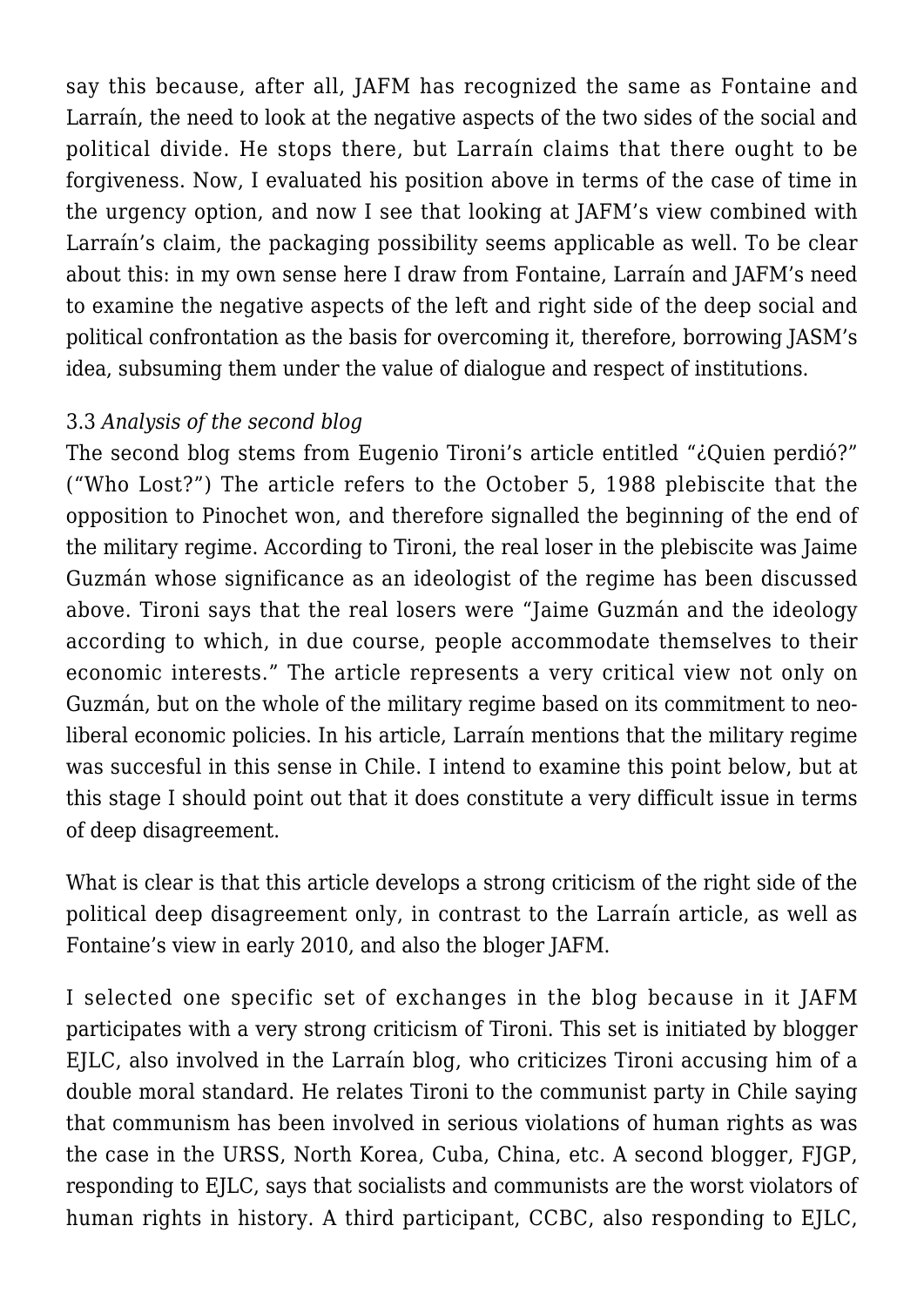say this because, after all, JAFM has recognized the same as Fontaine and Larraín, the need to look at the negative aspects of the two sides of the social and political divide. He stops there, but Larraín claims that there ought to be forgiveness. Now, I evaluated his position above in terms of the case of time in the urgency option, and now I see that looking at JAFM's view combined with Larraín's claim, the packaging possibility seems applicable as well. To be clear about this: in my own sense here I draw from Fontaine, Larraín and JAFM's need to examine the negative aspects of the left and right side of the deep social and political confrontation as the basis for overcoming it, therefore, borrowing JASM's idea, subsuming them under the value of dialogue and respect of institutions.

### 3.3 *Analysis of the second blog*

The second blog stems from Eugenio Tironi's article entitled "¿Quien perdió?" ("Who Lost?") The article refers to the October 5, 1988 plebiscite that the opposition to Pinochet won, and therefore signalled the beginning of the end of the military regime. According to Tironi, the real loser in the plebiscite was Jaime Guzmán whose significance as an ideologist of the regime has been discussed above. Tironi says that the real losers were "Jaime Guzmán and the ideology according to which, in due course, people accommodate themselves to their economic interests." The article represents a very critical view not only on Guzmán, but on the whole of the military regime based on its commitment to neo-liberal economic policies. In his article, Larraín mentions that the military regime was succesful in this sense in Chile. I intend to examine this point below, but at this stage I should point out that it does constitute a very difficult issue in terms of deep disagreement.

What is clear is that this article develops a strong criticism of the right side of the political deep disagreement only, in contrast to the Larraín article, as well as Fontaine's view in early 2010, and also the bloger JAFM.

I selected one specific set of exchanges in the blog because in it JAFM participates with a very strong criticism of Tironi. This set is initiated by blogger EJLC, also involved in the Larraín blog, who criticizes Tironi accusing him of a double moral standard. He relates Tironi to the communist party in Chile saying that communism has been involved in serious violations of human rights as was the case in the URSS, North Korea, Cuba, China, etc. A second blogger, FJGP, responding to EJLC, says that socialists and communists are the worst violators of human rights in history. A third participant, CCBC, also responding to EJLC,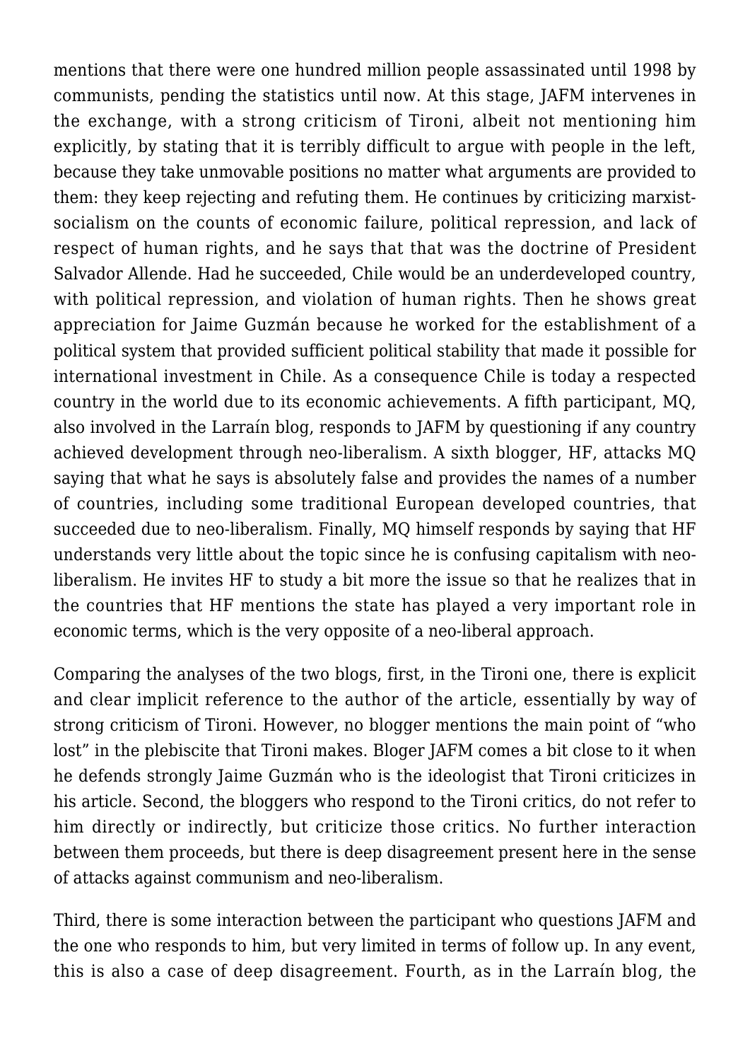mentions that there were one hundred million people assassinated until 1998 by communists, pending the statistics until now. At this stage, JAFM intervenes in the exchange, with a strong criticism of Tironi, albeit not mentioning him explicitly, by stating that it is terribly difficult to argue with people in the left, because they take unmovable positions no matter what arguments are provided to them: they keep rejecting and refuting them. He continues by criticizing marxist-socialism on the counts of economic failure, political repression, and lack of respect of human rights, and he says that that was the doctrine of President Salvador Allende. Had he succeeded, Chile would be an underdeveloped country, with political repression, and violation of human rights. Then he shows great appreciation for Jaime Guzmán because he worked for the establishment of a political system that provided sufficient political stability that made it possible for international investment in Chile. As a consequence Chile is today a respected country in the world due to its economic achievements. A fifth participant, MQ, also involved in the Larraín blog, responds to JAFM by questioning if any country achieved development through neo-liberalism. A sixth blogger, HF, attacks MQ saying that what he says is absolutely false and provides the names of a number of countries, including some traditional European developed countries, that succeeded due to neo-liberalism. Finally, MQ himself responds by saying that HF understands very little about the topic since he is confusing capitalism with neo-liberalism. He invites HF to study a bit more the issue so that he realizes that in the countries that HF mentions the state has played a very important role in economic terms, which is the very opposite of a neo-liberal approach.

Comparing the analyses of the two blogs, first, in the Tironi one, there is explicit and clear implicit reference to the author of the article, essentially by way of strong criticism of Tironi. However, no blogger mentions the main point of "who lost" in the plebiscite that Tironi makes. Bloger JAFM comes a bit close to it when he defends strongly Jaime Guzmán who is the ideologist that Tironi criticizes in his article. Second, the bloggers who respond to the Tironi critics, do not refer to him directly or indirectly, but criticize those critics. No further interaction between them proceeds, but there is deep disagreement present here in the sense of attacks against communism and neo-liberalism.

Third, there is some interaction between the participant who questions JAFM and the one who responds to him, but very limited in terms of follow up. In any event, this is also a case of deep disagreement. Fourth, as in the Larraín blog, the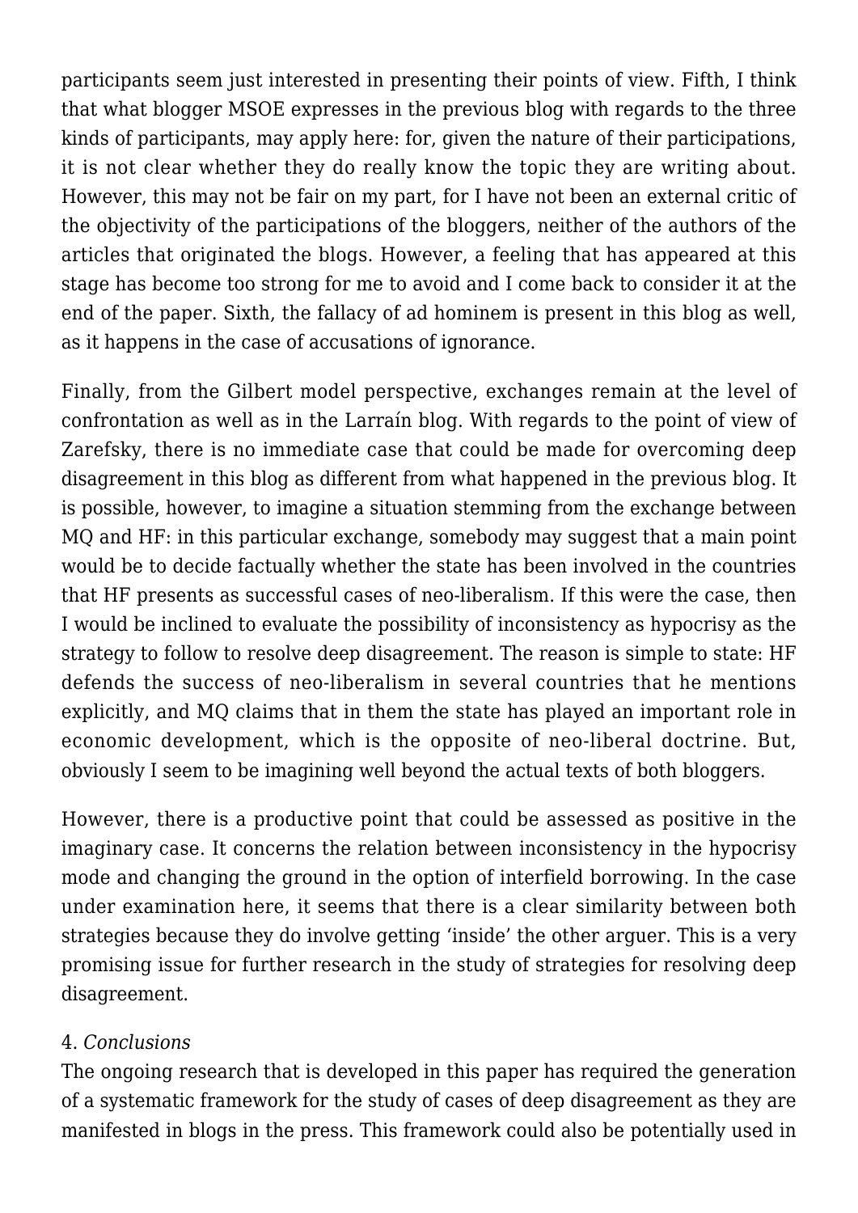participants seem just interested in presenting their points of view. Fifth, I think that what blogger MSOE expresses in the previous blog with regards to the three kinds of participants, may apply here: for, given the nature of their participations, it is not clear whether they do really know the topic they are writing about. However, this may not be fair on my part, for I have not been an external critic of the objectivity of the participations of the bloggers, neither of the authors of the articles that originated the blogs. However, a feeling that has appeared at this stage has become too strong for me to avoid and I come back to consider it at the end of the paper. Sixth, the fallacy of ad hominem is present in this blog as well, as it happens in the case of accusations of ignorance.

Finally, from the Gilbert model perspective, exchanges remain at the level of confrontation as well as in the Larraín blog. With regards to the point of view of Zarefsky, there is no immediate case that could be made for overcoming deep disagreement in this blog as different from what happened in the previous blog. It is possible, however, to imagine a situation stemming from the exchange between MQ and HF: in this particular exchange, somebody may suggest that a main point would be to decide factually whether the state has been involved in the countries that HF presents as successful cases of neo-liberalism. If this were the case, then I would be inclined to evaluate the possibility of inconsistency as hypocrisy as the strategy to follow to resolve deep disagreement. The reason is simple to state: HF defends the success of neo-liberalism in several countries that he mentions explicitly, and MQ claims that in them the state has played an important role in economic development, which is the opposite of neo-liberal doctrine. But, obviously I seem to be imagining well beyond the actual texts of both bloggers.

However, there is a productive point that could be assessed as positive in the imaginary case. It concerns the relation between inconsistency in the hypocrisy mode and changing the ground in the option of interfield borrowing. In the case under examination here, it seems that there is a clear similarity between both strategies because they do involve getting 'inside' the other arguer. This is a very promising issue for further research in the study of strategies for resolving deep disagreement.

## 4. *Conclusions*

The ongoing research that is developed in this paper has required the generation of a systematic framework for the study of cases of deep disagreement as they are manifested in blogs in the press. This framework could also be potentially used in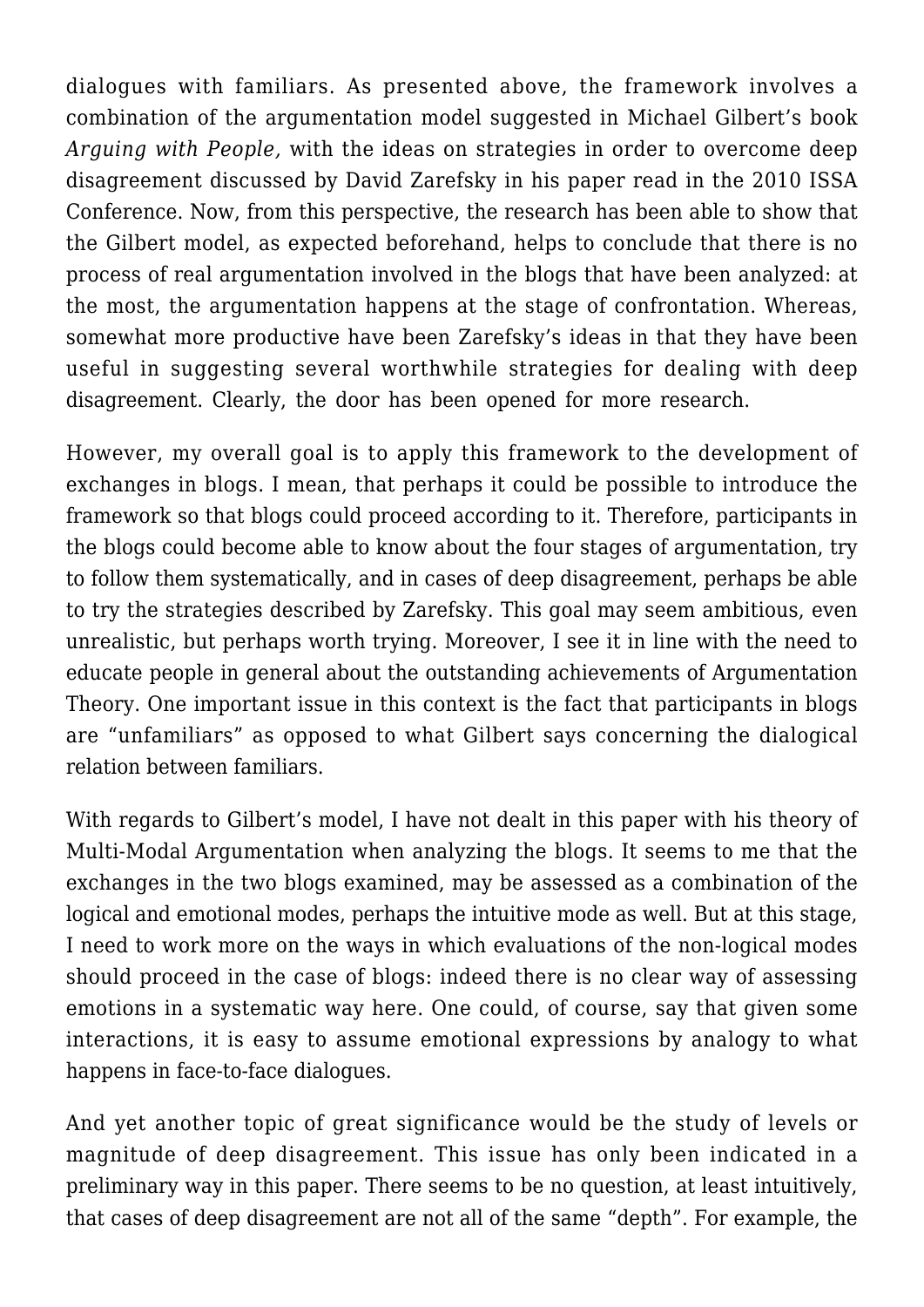dialogues with familiars. As presented above, the framework involves a combination of the argumentation model suggested in Michael Gilbert's book *Arguing with People,* with the ideas on strategies in order to overcome deep disagreement discussed by David Zarefsky in his paper read in the 2010 ISSA Conference. Now, from this perspective, the research has been able to show that the Gilbert model, as expected beforehand, helps to conclude that there is no process of real argumentation involved in the blogs that have been analyzed: at the most, the argumentation happens at the stage of confrontation. Whereas, somewhat more productive have been Zarefsky's ideas in that they have been useful in suggesting several worthwhile strategies for dealing with deep disagreement. Clearly, the door has been opened for more research.

However, my overall goal is to apply this framework to the development of exchanges in blogs. I mean, that perhaps it could be possible to introduce the framework so that blogs could proceed according to it. Therefore, participants in the blogs could become able to know about the four stages of argumentation, try to follow them systematically, and in cases of deep disagreement, perhaps be able to try the strategies described by Zarefsky. This goal may seem ambitious, even unrealistic, but perhaps worth trying. Moreover, I see it in line with the need to educate people in general about the outstanding achievements of Argumentation Theory. One important issue in this context is the fact that participants in blogs are "unfamiliars" as opposed to what Gilbert says concerning the dialogical relation between familiars.

With regards to Gilbert's model, I have not dealt in this paper with his theory of Multi-Modal Argumentation when analyzing the blogs. It seems to me that the exchanges in the two blogs examined, may be assessed as a combination of the logical and emotional modes, perhaps the intuitive mode as well. But at this stage, I need to work more on the ways in which evaluations of the non-logical modes should proceed in the case of blogs: indeed there is no clear way of assessing emotions in a systematic way here. One could, of course, say that given some interactions, it is easy to assume emotional expressions by analogy to what happens in face-to-face dialogues.

And yet another topic of great significance would be the study of levels or magnitude of deep disagreement. This issue has only been indicated in a preliminary way in this paper. There seems to be no question, at least intuitively, that cases of deep disagreement are not all of the same "depth". For example, the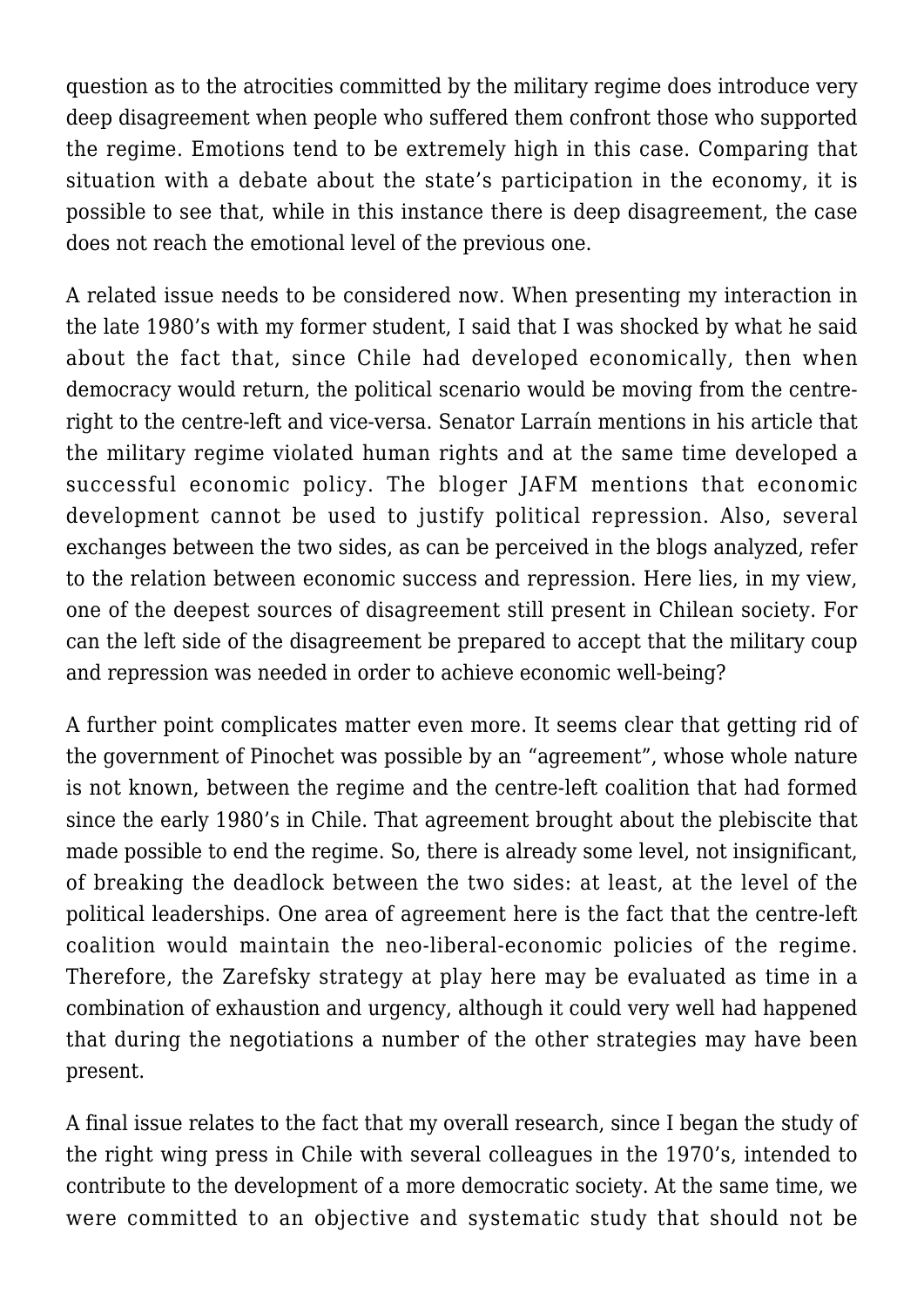question as to the atrocities committed by the military regime does introduce very deep disagreement when people who suffered them confront those who supported the regime. Emotions tend to be extremely high in this case. Comparing that situation with a debate about the state's participation in the economy, it is possible to see that, while in this instance there is deep disagreement, the case does not reach the emotional level of the previous one.

A related issue needs to be considered now. When presenting my interaction in the late 1980's with my former student, I said that I was shocked by what he said about the fact that, since Chile had developed economically, then when democracy would return, the political scenario would be moving from the centre-right to the centre-left and vice-versa. Senator Larraín mentions in his article that the military regime violated human rights and at the same time developed a successful economic policy. The bloger JAFM mentions that economic development cannot be used to justify political repression. Also, several exchanges between the two sides, as can be perceived in the blogs analyzed, refer to the relation between economic success and repression. Here lies, in my view, one of the deepest sources of disagreement still present in Chilean society. For can the left side of the disagreement be prepared to accept that the military coup and repression was needed in order to achieve economic well-being?

A further point complicates matter even more. It seems clear that getting rid of the government of Pinochet was possible by an "agreement", whose whole nature is not known, between the regime and the centre-left coalition that had formed since the early 1980's in Chile. That agreement brought about the plebiscite that made possible to end the regime. So, there is already some level, not insignificant, of breaking the deadlock between the two sides: at least, at the level of the political leaderships. One area of agreement here is the fact that the centre-left coalition would maintain the neo-liberal-economic policies of the regime. Therefore, the Zarefsky strategy at play here may be evaluated as time in a combination of exhaustion and urgency, although it could very well had happened that during the negotiations a number of the other strategies may have been present.

A final issue relates to the fact that my overall research, since I began the study of the right wing press in Chile with several colleagues in the 1970's, intended to contribute to the development of a more democratic society. At the same time, we were committed to an objective and systematic study that should not be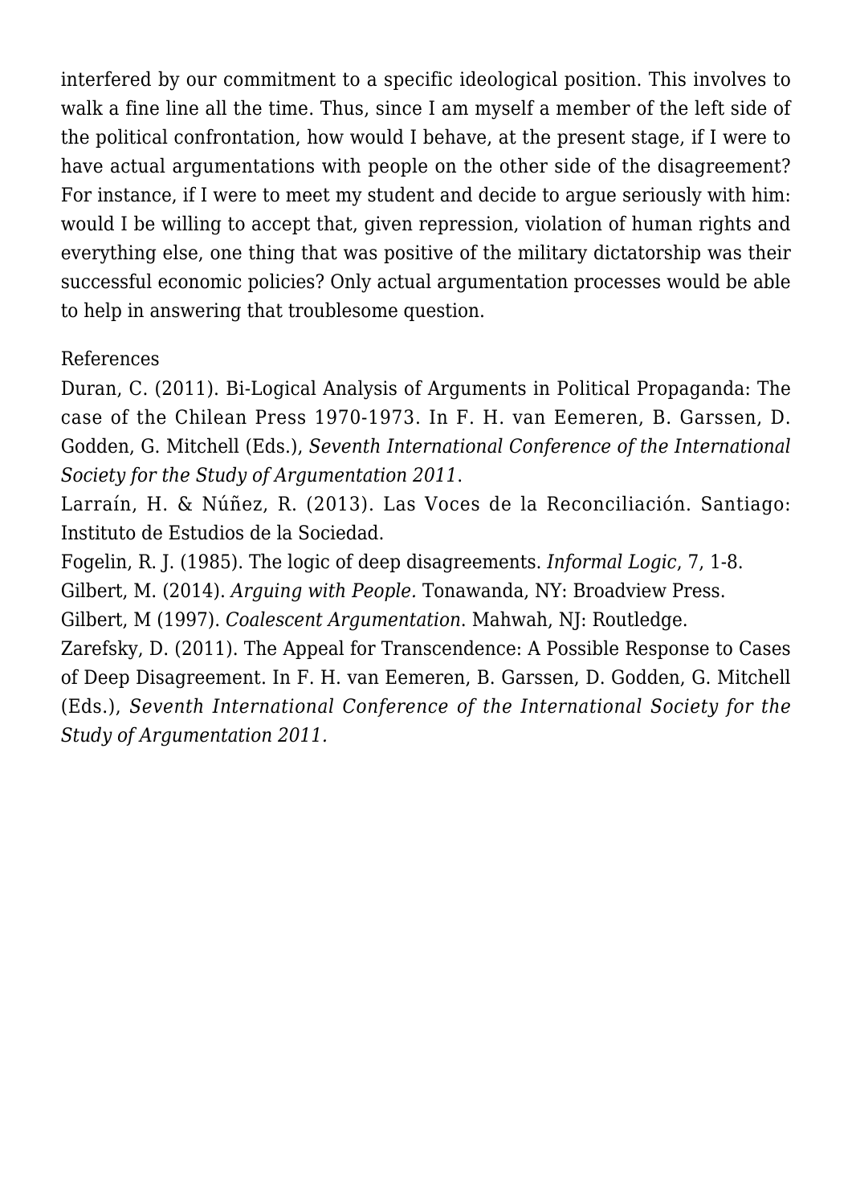interfered by our commitment to a specific ideological position. This involves to walk a fine line all the time. Thus, since I am myself a member of the left side of the political confrontation, how would I behave, at the present stage, if I were to have actual argumentations with people on the other side of the disagreement? For instance, if I were to meet my student and decide to argue seriously with him: would I be willing to accept that, given repression, violation of human rights and everything else, one thing that was positive of the military dictatorship was their successful economic policies? Only actual argumentation processes would be able to help in answering that troublesome question.

References

Duran, C. (2011). Bi-Logical Analysis of Arguments in Political Propaganda: The case of the Chilean Press 1970-1973. In F. H. van Eemeren, B. Garssen, D. Godden, G. Mitchell (Eds.), *Seventh International Conference of the International Society for the Study of Argumentation 2011*.

Larraín, H. & Núñez, R. (2013). Las Voces de la Reconciliación. Santiago: Instituto de Estudios de la Sociedad.

Fogelin, R. J. (1985). The logic of deep disagreements. *Informal Logic*, 7, 1-8.

Gilbert, M. (2014). *Arguing with People.* Tonawanda, NY: Broadview Press.

Gilbert, M (1997). *Coalescent Argumentation*. Mahwah, NJ: Routledge.

Zarefsky, D. (2011). The Appeal for Transcendence: A Possible Response to Cases of Deep Disagreement. In F. H. van Eemeren, B. Garssen, D. Godden, G. Mitchell (Eds.), *Seventh International Conference of the International Society for the Study of Argumentation 2011.*